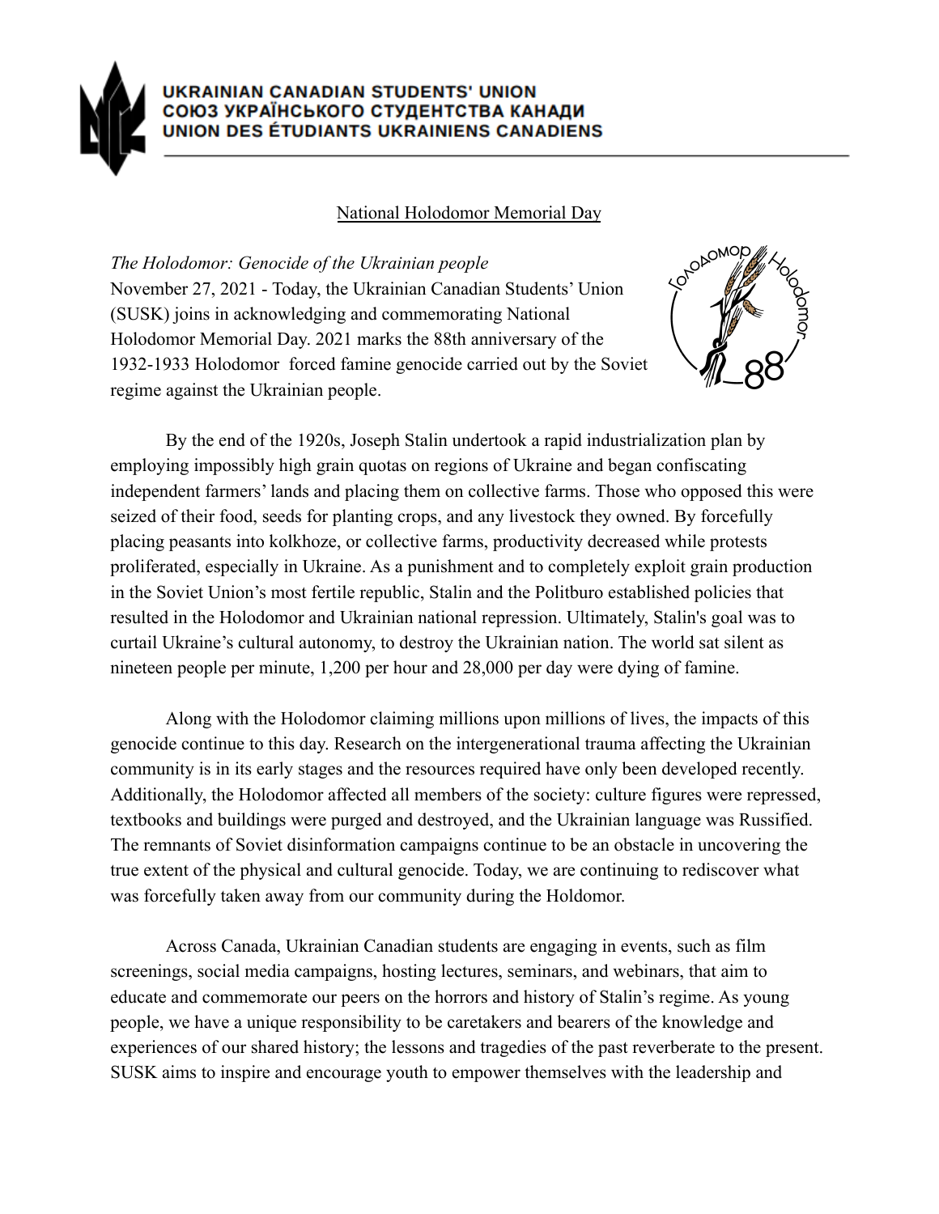**UKRAINIAN CANADIAN STUDENTS' UNION**
**СОЮЗ УКРАЇНСЬКОГО СТУДЕНТСТВА КАНАДИ**
**UNION DES ÉTUDIANTS UKRAINIENS CANADIENS**

# National Holodomor Memorial Day

*The Holodomor: Genocide of the Ukrainian people*

November 27, 2021 - Today, the Ukrainian Canadian Students' Union (SUSK) joins in acknowledging and commemorating National Holodomor Memorial Day. 2021 marks the 88th anniversary of the 1932-1933 Holodomor forced famine genocide carried out by the Soviet regime against the Ukrainian people.

By the end of the 1920s, Joseph Stalin undertook a rapid industrialization plan by employing impossibly high grain quotas on regions of Ukraine and began confiscating independent farmers' lands and placing them on collective farms. Those who opposed this were seized of their food, seeds for planting crops, and any livestock they owned. By forcefully placing peasants into kolkhoze, or collective farms, productivity decreased while protests proliferated, especially in Ukraine. As a punishment and to completely exploit grain production in the Soviet Union's most fertile republic, Stalin and the Politburo established policies that resulted in the Holodomor and Ukrainian national repression. Ultimately, Stalin's goal was to curtail Ukraine's cultural autonomy, to destroy the Ukrainian nation. The world sat silent as nineteen people per minute, 1,200 per hour and 28,000 per day were dying of famine.

Along with the Holodomor claiming millions upon millions of lives, the impacts of this genocide continue to this day. Research on the intergenerational trauma affecting the Ukrainian community is in its early stages and the resources required have only been developed recently. Additionally, the Holodomor affected all members of the society: culture figures were repressed, textbooks and buildings were purged and destroyed, and the Ukrainian language was Russified. The remnants of Soviet disinformation campaigns continue to be an obstacle in uncovering the true extent of the physical and cultural genocide. Today, we are continuing to rediscover what was forcefully taken away from our community during the Holdomor.

Across Canada, Ukrainian Canadian students are engaging in events, such as film screenings, social media campaigns, hosting lectures, seminars, and webinars, that aim to educate and commemorate our peers on the horrors and history of Stalin's regime. As young people, we have a unique responsibility to be caretakers and bearers of the knowledge and experiences of our shared history; the lessons and tragedies of the past reverberate to the present. SUSK aims to inspire and encourage youth to empower themselves with the leadership and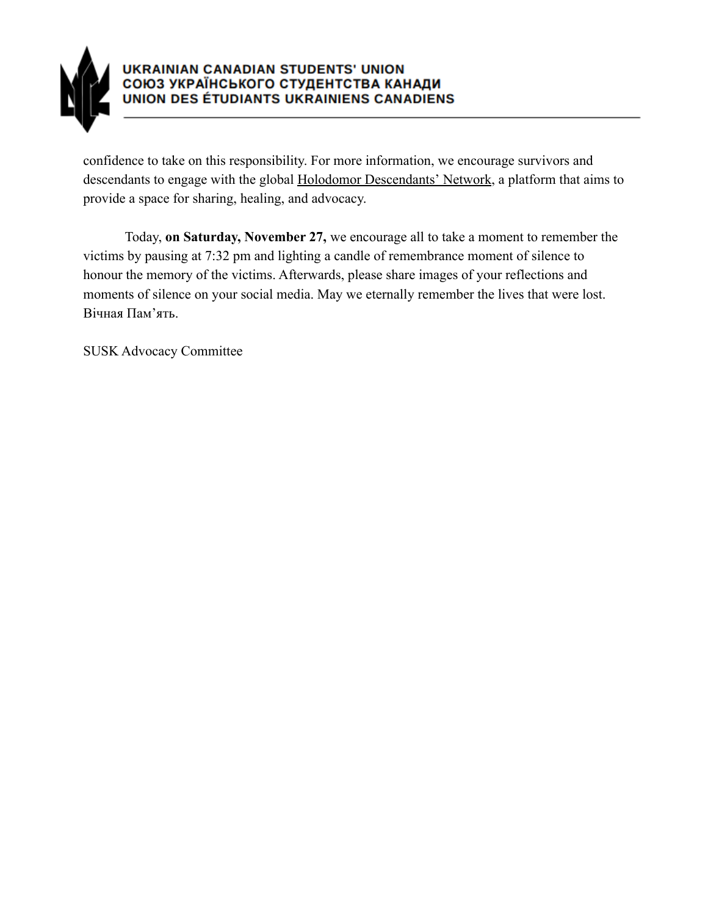confidence to take on this responsibility. For more information, we encourage survivors and descendants to engage with the global Holodomor Descendants' Network, a platform that aims to provide a space for sharing, healing, and advocacy.

Today, **on Saturday, November 27,** we encourage all to take a moment to remember the victims by pausing at 7:32 pm and lighting a candle of remembrance moment of silence to honour the memory of the victims. Afterwards, please share images of your reflections and moments of silence on your social media. May we eternally remember the lives that were lost. Вічная Пам'ять.

SUSK Advocacy Committee